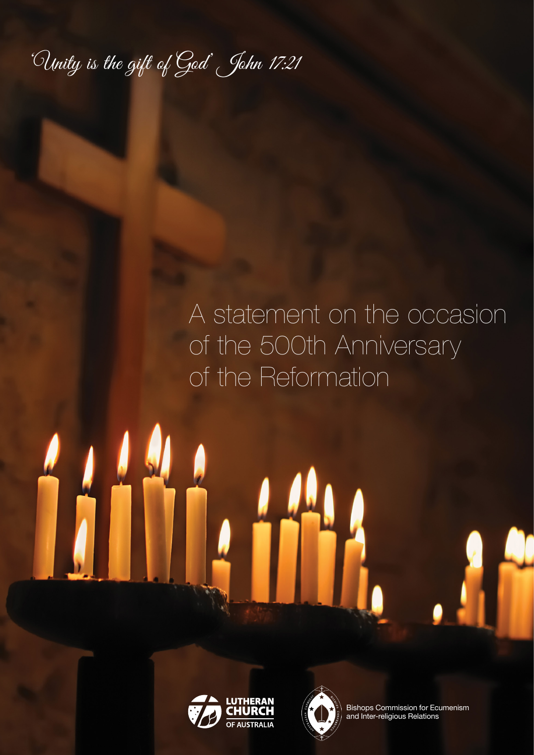*'Unity is the gift of God' John 17:21*

# A statement on the occasion of the 500th Anniversary of the Reformation

LUTHERAN CHURCH OF AUSTRALIA

Bishops Commission for Ecumenism and Inter-religious Relations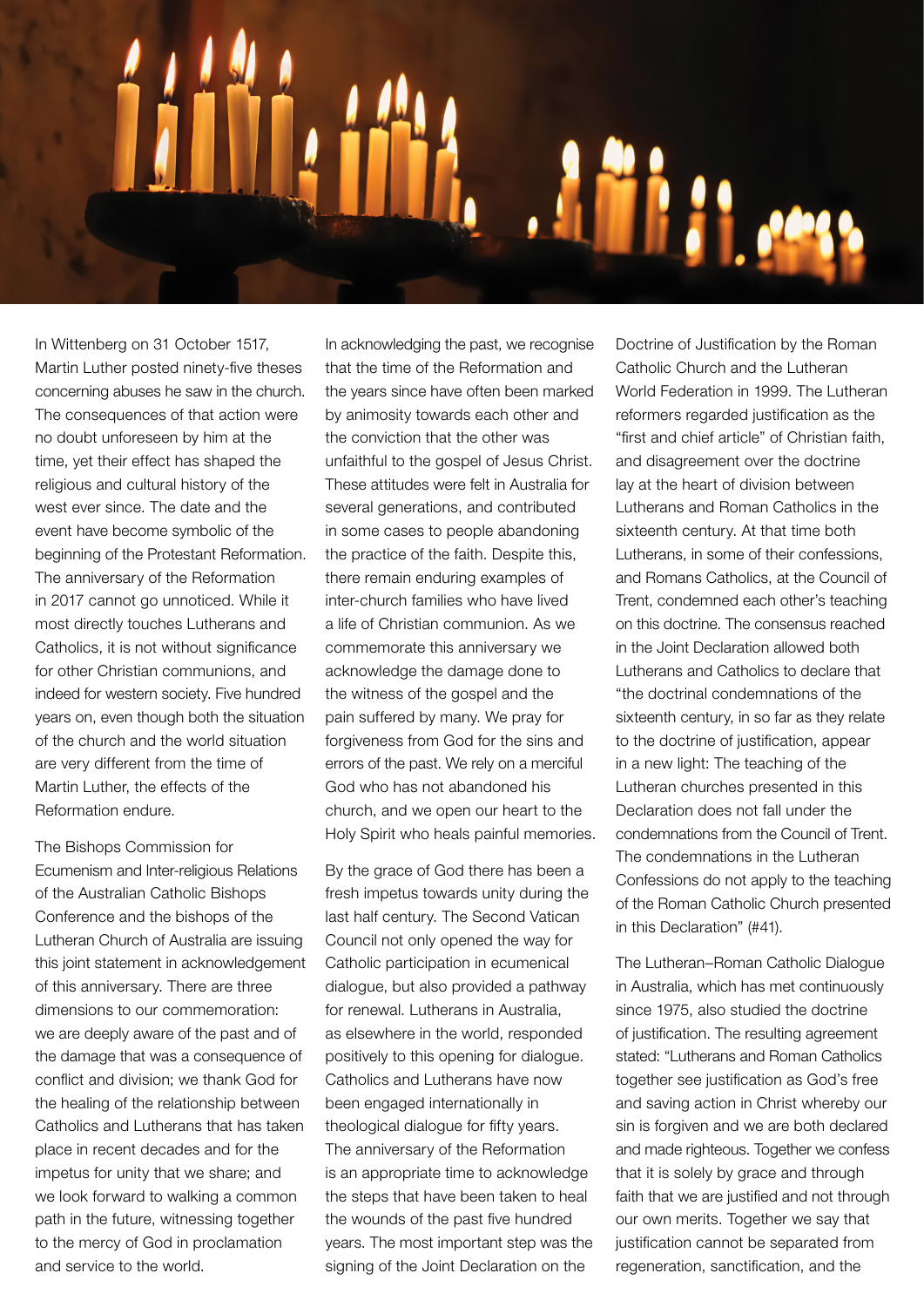In Wittenberg on 31 October 1517, Martin Luther posted ninety-five theses concerning abuses he saw in the church. The consequences of that action were no doubt unforeseen by him at the time, yet their effect has shaped the religious and cultural history of the west ever since. The date and the event have become symbolic of the beginning of the Protestant Reformation. The anniversary of the Reformation in 2017 cannot go unnoticed. While it most directly touches Lutherans and Catholics, it is not without significance for other Christian communions, and indeed for western society. Five hundred years on, even though both the situation of the church and the world situation are very different from the time of Martin Luther, the effects of the Reformation endure.

The Bishops Commission for Ecumenism and Inter-religious Relations of the Australian Catholic Bishops Conference and the bishops of the Lutheran Church of Australia are issuing this joint statement in acknowledgement of this anniversary. There are three dimensions to our commemoration: we are deeply aware of the past and of the damage that was a consequence of conflict and division; we thank God for the healing of the relationship between Catholics and Lutherans that has taken place in recent decades and for the impetus for unity that we share; and we look forward to walking a common path in the future, witnessing together to the mercy of God in proclamation and service to the world.

In acknowledging the past, we recognise that the time of the Reformation and the years since have often been marked by animosity towards each other and the conviction that the other was unfaithful to the gospel of Jesus Christ. These attitudes were felt in Australia for several generations, and contributed in some cases to people abandoning the practice of the faith. Despite this, there remain enduring examples of inter-church families who have lived a life of Christian communion. As we commemorate this anniversary we acknowledge the damage done to the witness of the gospel and the pain suffered by many. We pray for forgiveness from God for the sins and errors of the past. We rely on a merciful God who has not abandoned his church, and we open our heart to the Holy Spirit who heals painful memories.

By the grace of God there has been a fresh impetus towards unity during the last half century. The Second Vatican Council not only opened the way for Catholic participation in ecumenical dialogue, but also provided a pathway for renewal. Lutherans in Australia, as elsewhere in the world, responded positively to this opening for dialogue. Catholics and Lutherans have now been engaged internationally in theological dialogue for fifty years. The anniversary of the Reformation is an appropriate time to acknowledge the steps that have been taken to heal the wounds of the past five hundred years. The most important step was the signing of the Joint Declaration on the Doctrine of Justification by the Roman Catholic Church and the Lutheran World Federation in 1999. The Lutheran reformers regarded justification as the "first and chief article" of Christian faith, and disagreement over the doctrine lay at the heart of division between Lutherans and Roman Catholics in the sixteenth century. At that time both Lutherans, in some of their confessions, and Romans Catholics, at the Council of Trent, condemned each other's teaching on this doctrine. The consensus reached in the Joint Declaration allowed both Lutherans and Catholics to declare that "the doctrinal condemnations of the sixteenth century, in so far as they relate to the doctrine of justification, appear in a new light: The teaching of the Lutheran churches presented in this Declaration does not fall under the condemnations from the Council of Trent. The condemnations in the Lutheran Confessions do not apply to the teaching of the Roman Catholic Church presented in this Declaration" (#41).

The Lutheran–Roman Catholic Dialogue in Australia, which has met continuously since 1975, also studied the doctrine of justification. The resulting agreement stated: "Lutherans and Roman Catholics together see justification as God's free and saving action in Christ whereby our sin is forgiven and we are both declared and made righteous. Together we confess that it is solely by grace and through faith that we are justified and not through our own merits. Together we say that justification cannot be separated from regeneration, sanctification, and the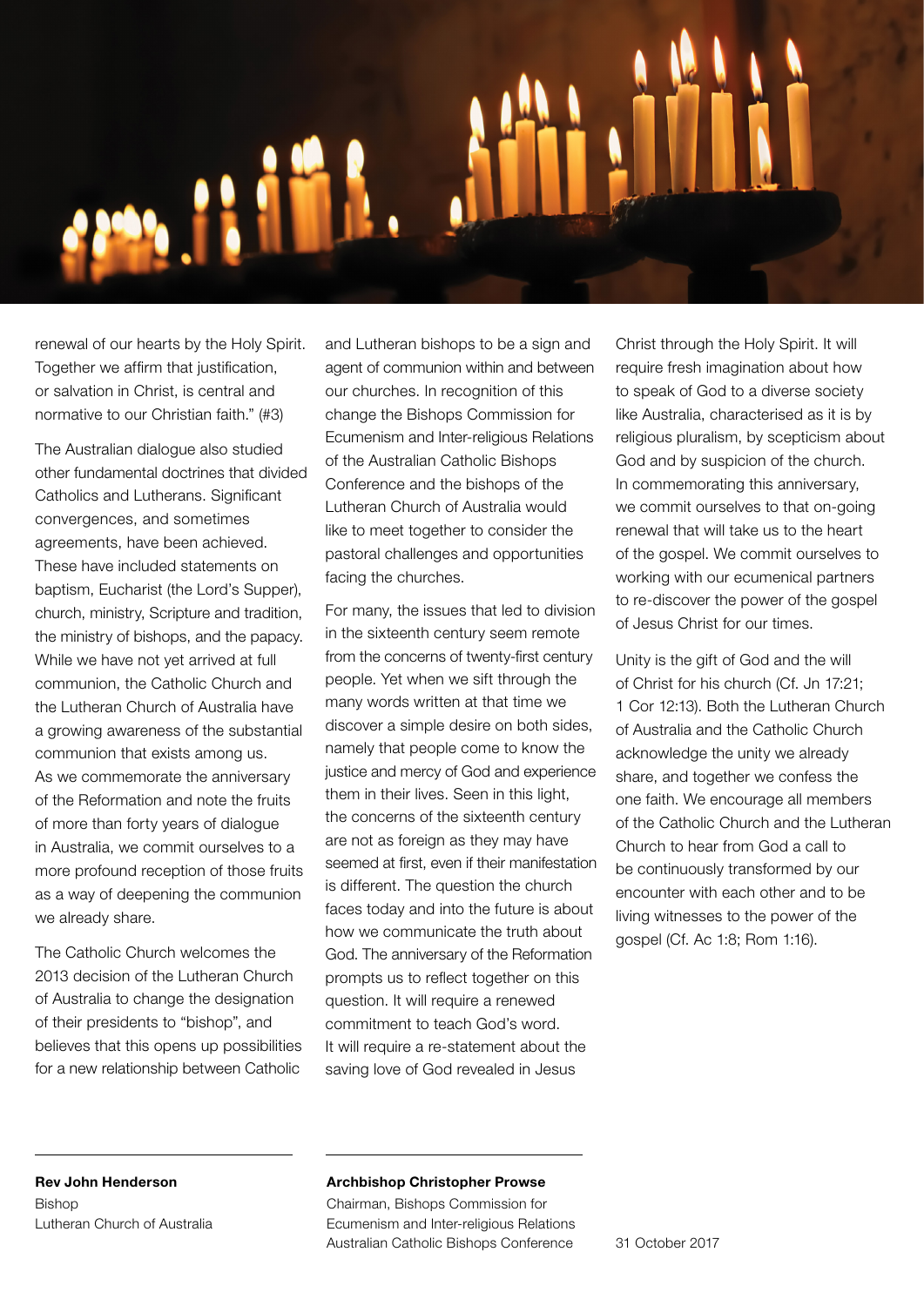renewal of our hearts by the Holy Spirit. Together we affirm that justification, or salvation in Christ, is central and normative to our Christian faith." (#3)

The Australian dialogue also studied other fundamental doctrines that divided Catholics and Lutherans. Significant convergences, and sometimes agreements, have been achieved. These have included statements on baptism, Eucharist (the Lord's Supper), church, ministry, Scripture and tradition, the ministry of bishops, and the papacy. While we have not yet arrived at full communion, the Catholic Church and the Lutheran Church of Australia have a growing awareness of the substantial communion that exists among us. As we commemorate the anniversary of the Reformation and note the fruits of more than forty years of dialogue in Australia, we commit ourselves to a more profound reception of those fruits as a way of deepening the communion we already share.

The Catholic Church welcomes the 2013 decision of the Lutheran Church of Australia to change the designation of their presidents to "bishop", and believes that this opens up possibilities for a new relationship between Catholic and Lutheran bishops to be a sign and agent of communion within and between our churches. In recognition of this change the Bishops Commission for Ecumenism and Inter-religious Relations of the Australian Catholic Bishops Conference and the bishops of the Lutheran Church of Australia would like to meet together to consider the pastoral challenges and opportunities facing the churches.

For many, the issues that led to division in the sixteenth century seem remote from the concerns of twenty-first century people. Yet when we sift through the many words written at that time we discover a simple desire on both sides, namely that people come to know the justice and mercy of God and experience them in their lives. Seen in this light, the concerns of the sixteenth century are not as foreign as they may have seemed at first, even if their manifestation is different. The question the church faces today and into the future is about how we communicate the truth about God. The anniversary of the Reformation prompts us to reflect together on this question. It will require a renewed commitment to teach God's word. It will require a re-statement about the saving love of God revealed in Jesus Christ through the Holy Spirit. It will require fresh imagination about how to speak of God to a diverse society like Australia, characterised as it is by religious pluralism, by scepticism about God and by suspicion of the church. In commemorating this anniversary, we commit ourselves to that on-going renewal that will take us to the heart of the gospel. We commit ourselves to working with our ecumenical partners to re-discover the power of the gospel of Jesus Christ for our times.

Unity is the gift of God and the will of Christ for his church (Cf. Jn 17:21; 1 Cor 12:13). Both the Lutheran Church of Australia and the Catholic Church acknowledge the unity we already share, and together we confess the one faith. We encourage all members of the Catholic Church and the Lutheran Church to hear from God a call to be continuously transformed by our encounter with each other and to be living witnesses to the power of the gospel (Cf. Ac 1:8; Rom 1:16).

---

**Rev John Henderson**
Bishop
Lutheran Church of Australia

---

**Archbishop Christopher Prowse**
Chairman, Bishops Commission for Ecumenism and Inter-religious Relations
Australian Catholic Bishops Conference

31 October 2017